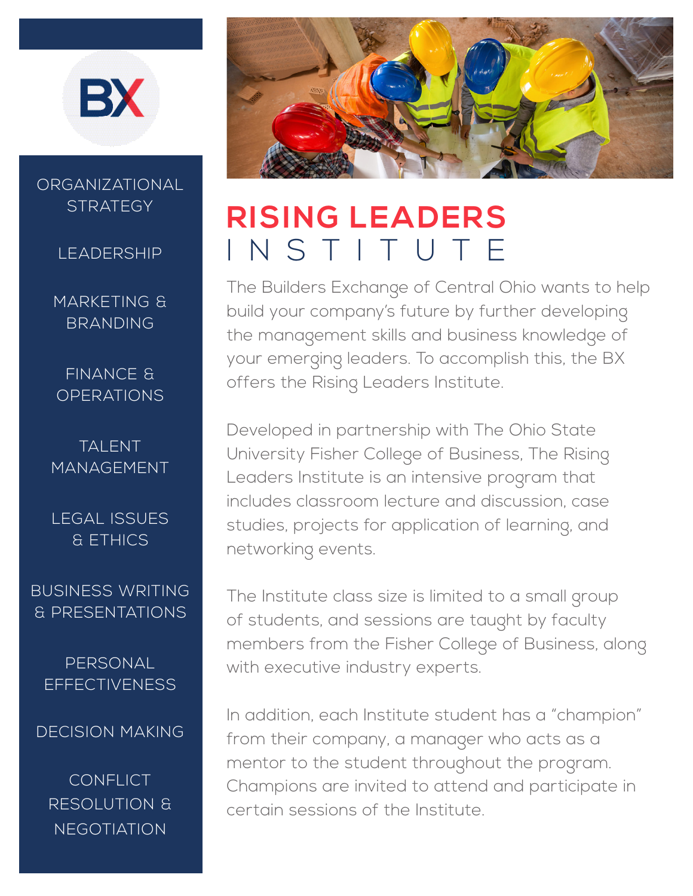BX

ORGANIZATIONAL STRATEGY

LEADERSHIP

MARKETING & BRANDING

FINANCE & OPERATIONS

TALENT MANAGEMENT

LEGAL ISSUES & ETHICS

BUSINESS WRITING & PRESENTATIONS

PERSONAL EFFECTIVENESS

DECISION MAKING

CONFLICT RESOLUTION & NEGOTIATION

# RISING LEADERS INSTITUTE

The Builders Exchange of Central Ohio wants to help build your company's future by further developing the management skills and business knowledge of your emerging leaders. To accomplish this, the BX offers the Rising Leaders Institute.

Developed in partnership with The Ohio State University Fisher College of Business, The Rising Leaders Institute is an intensive program that includes classroom lecture and discussion, case studies, projects for application of learning, and networking events.

The Institute class size is limited to a small group of students, and sessions are taught by faculty members from the Fisher College of Business, along with executive industry experts.

In addition, each Institute student has a "champion" from their company, a manager who acts as a mentor to the student throughout the program. Champions are invited to attend and participate in certain sessions of the Institute.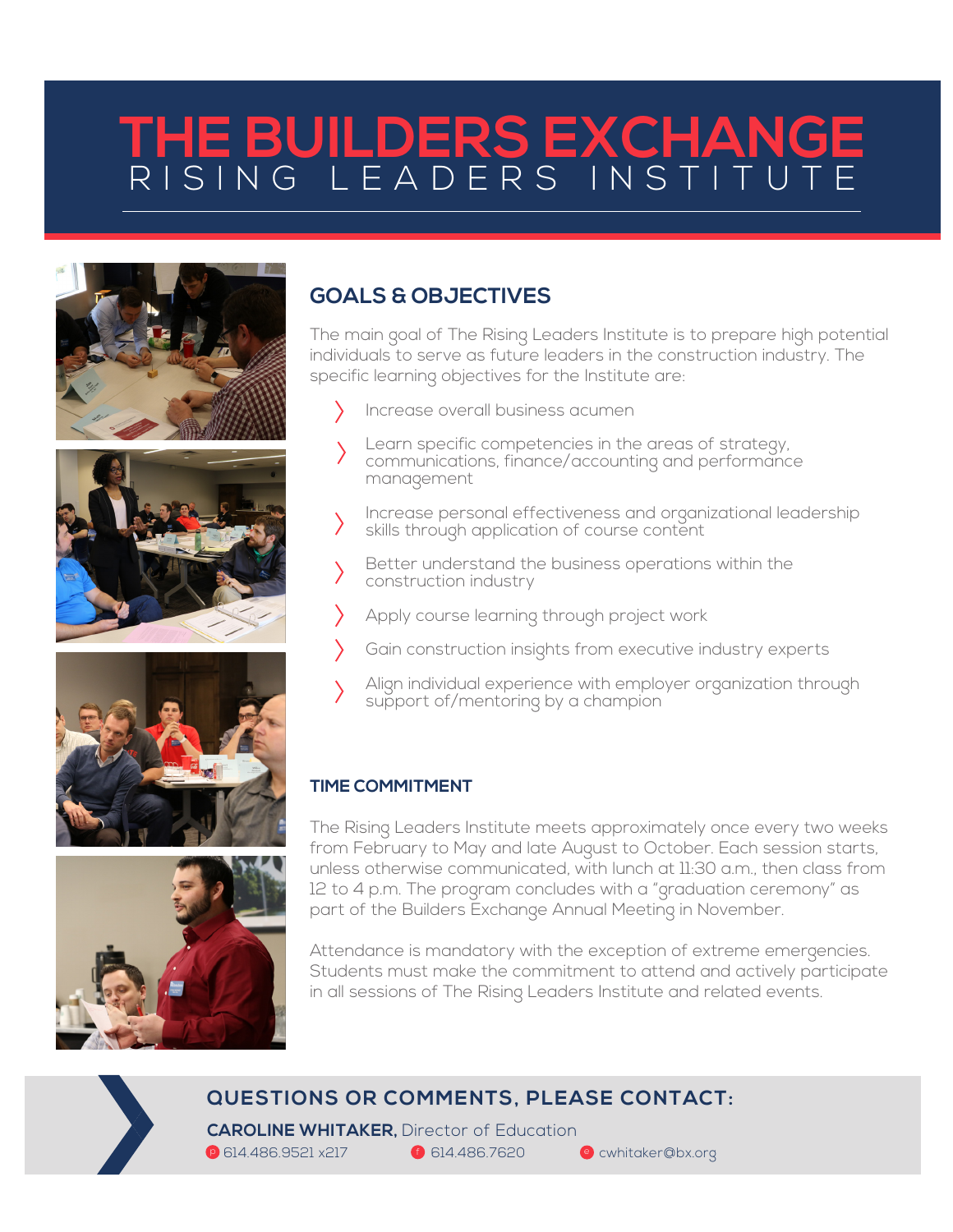# THE BUILDERS EXCHANGE
RISING LEADERS INSTITUTE

## GOALS & OBJECTIVES

The main goal of The Rising Leaders Institute is to prepare high potential individuals to serve as future leaders in the construction industry. The specific learning objectives for the Institute are:

- Increase overall business acumen
- Learn specific competencies in the areas of strategy, communications, finance/accounting and performance management
- Increase personal effectiveness and organizational leadership skills through application of course content
- Better understand the business operations within the construction industry
- Apply course learning through project work
- Gain construction insights from executive industry experts
- Align individual experience with employer organization through support of/mentoring by a champion

### TIME COMMITMENT

The Rising Leaders Institute meets approximately once every two weeks from February to May and late August to October. Each session starts, unless otherwise communicated, with lunch at 11:30 a.m., then class from 12 to 4 p.m. The program concludes with a "graduation ceremony" as part of the Builders Exchange Annual Meeting in November.

Attendance is mandatory with the exception of extreme emergencies. Students must make the commitment to attend and actively participate in all sessions of The Rising Leaders Institute and related events.

### QUESTIONS OR COMMENTS, PLEASE CONTACT:

**CAROLINE WHITAKER,** Director of Education

p 614.486.9521 x217 f 614.486.7620 e cwhitaker@bx.org